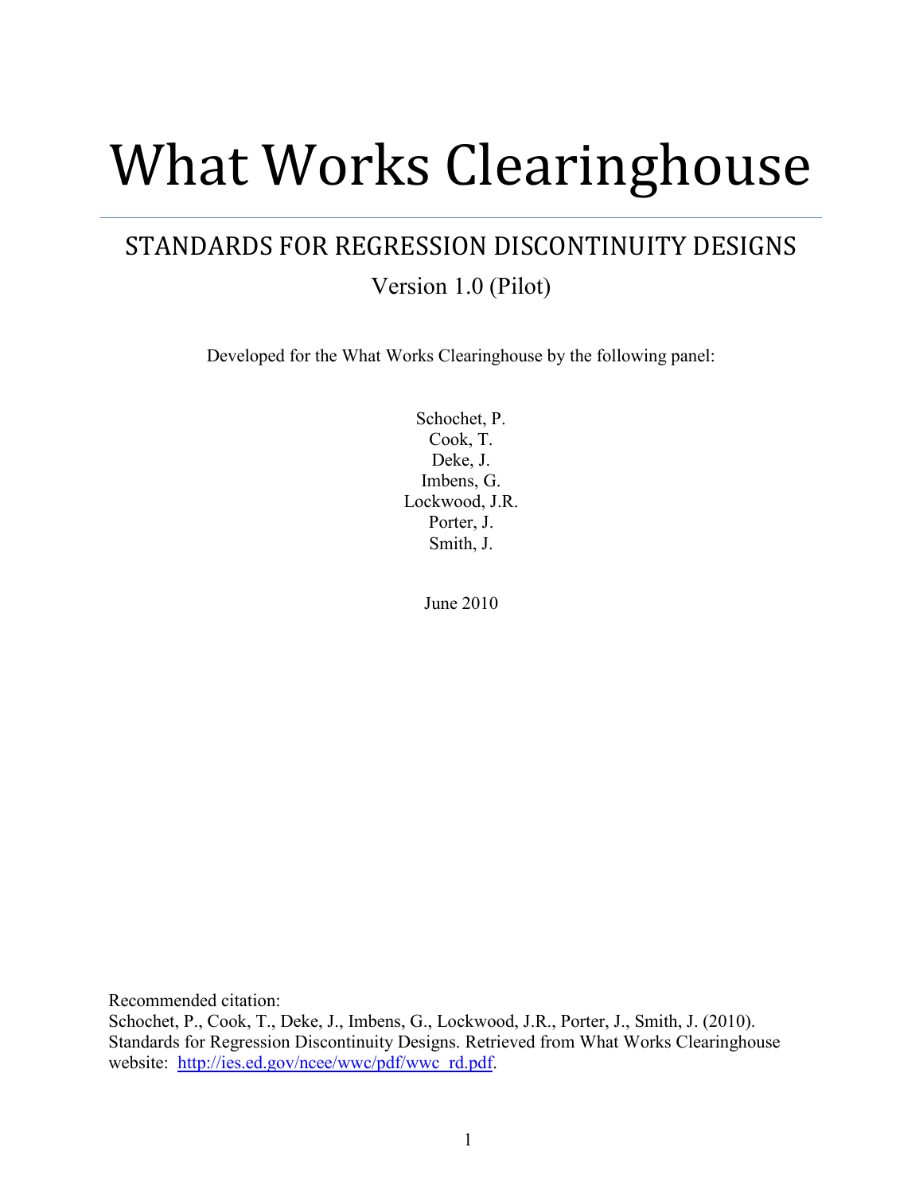# What Works Clearinghouse

## STANDARDS FOR REGRESSION DISCONTINUITY DESIGNS

Version 1.0 (Pilot)

Developed for the What Works Clearinghouse by the following panel:

Schochet, P.
Cook, T.
Deke, J.
Imbens, G.
Lockwood, J.R.
Porter, J.
Smith, J.

June 2010

Recommended citation:
Schochet, P., Cook, T., Deke, J., Imbens, G., Lockwood, J.R., Porter, J., Smith, J. (2010). Standards for Regression Discontinuity Designs. Retrieved from What Works Clearinghouse website: http://ies.ed.gov/ncee/wwc/pdf/wwc_rd.pdf.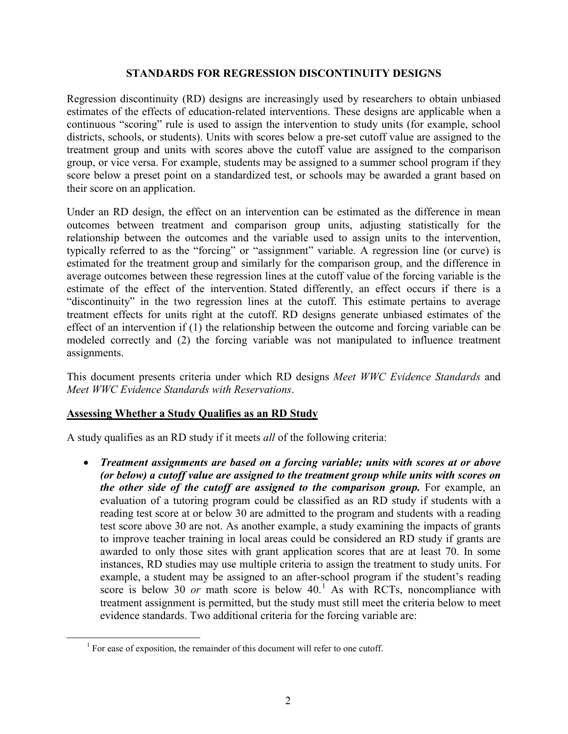# STANDARDS FOR REGRESSION DISCONTINUITY DESIGNS

Regression discontinuity (RD) designs are increasingly used by researchers to obtain unbiased estimates of the effects of education-related interventions. These designs are applicable when a continuous "scoring" rule is used to assign the intervention to study units (for example, school districts, schools, or students). Units with scores below a pre-set cutoff value are assigned to the treatment group and units with scores above the cutoff value are assigned to the comparison group, or vice versa. For example, students may be assigned to a summer school program if they score below a preset point on a standardized test, or schools may be awarded a grant based on their score on an application.

Under an RD design, the effect on an intervention can be estimated as the difference in mean outcomes between treatment and comparison group units, adjusting statistically for the relationship between the outcomes and the variable used to assign units to the intervention, typically referred to as the "forcing" or "assignment" variable. A regression line (or curve) is estimated for the treatment group and similarly for the comparison group, and the difference in average outcomes between these regression lines at the cutoff value of the forcing variable is the estimate of the effect of the intervention. Stated differently, an effect occurs if there is a "discontinuity" in the two regression lines at the cutoff. This estimate pertains to average treatment effects for units right at the cutoff. RD designs generate unbiased estimates of the effect of an intervention if (1) the relationship between the outcome and forcing variable can be modeled correctly and (2) the forcing variable was not manipulated to influence treatment assignments.

This document presents criteria under which RD designs *Meet WWC Evidence Standards* and *Meet WWC Evidence Standards with Reservations*.

## Assessing Whether a Study Qualifies as an RD Study

A study qualifies as an RD study if it meets *all* of the following criteria:

- ***Treatment assignments are based on a forcing variable; units with scores at or above (or below) a cutoff value are assigned to the treatment group while units with scores on the other side of the cutoff are assigned to the comparison group.*** For example, an evaluation of a tutoring program could be classified as an RD study if students with a reading test score at or below 30 are admitted to the program and students with a reading test score above 30 are not. As another example, a study examining the impacts of grants to improve teacher training in local areas could be considered an RD study if grants are awarded to only those sites with grant application scores that are at least 70. In some instances, RD studies may use multiple criteria to assign the treatment to study units. For example, a student may be assigned to an after-school program if the student's reading score is below 30 *or* math score is below 40.[1] As with RCTs, noncompliance with treatment assignment is permitted, but the study must still meet the criteria below to meet evidence standards. Two additional criteria for the forcing variable are:

[1] For ease of exposition, the remainder of this document will refer to one cutoff.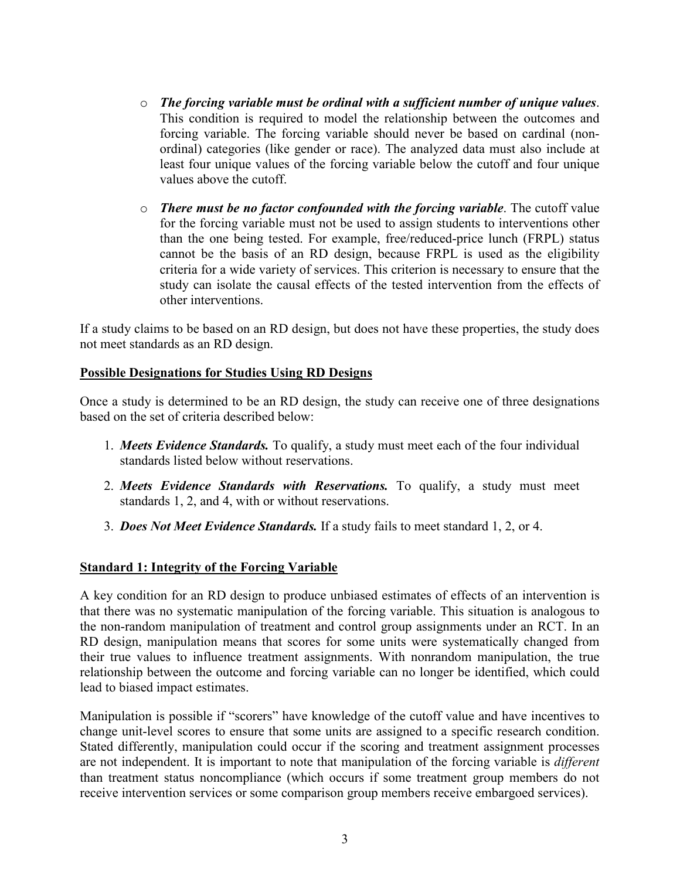- ***The forcing variable must be ordinal with a sufficient number of unique values***. This condition is required to model the relationship between the outcomes and forcing variable. The forcing variable should never be based on cardinal (non-ordinal) categories (like gender or race). The analyzed data must also include at least four unique values of the forcing variable below the cutoff and four unique values above the cutoff.

- ***There must be no factor confounded with the forcing variable***. The cutoff value for the forcing variable must not be used to assign students to interventions other than the one being tested. For example, free/reduced-price lunch (FRPL) status cannot be the basis of an RD design, because FRPL is used as the eligibility criteria for a wide variety of services. This criterion is necessary to ensure that the study can isolate the causal effects of the tested intervention from the effects of other interventions.

If a study claims to be based on an RD design, but does not have these properties, the study does not meet standards as an RD design.

## Possible Designations for Studies Using RD Designs

Once a study is determined to be an RD design, the study can receive one of three designations based on the set of criteria described below:

1. ***Meets Evidence Standards.*** To qualify, a study must meet each of the four individual standards listed below without reservations.
2. ***Meets Evidence Standards with Reservations.*** To qualify, a study must meet standards 1, 2, and 4, with or without reservations.
3. ***Does Not Meet Evidence Standards.*** If a study fails to meet standard 1, 2, or 4.

## Standard 1: Integrity of the Forcing Variable

A key condition for an RD design to produce unbiased estimates of effects of an intervention is that there was no systematic manipulation of the forcing variable. This situation is analogous to the non-random manipulation of treatment and control group assignments under an RCT. In an RD design, manipulation means that scores for some units were systematically changed from their true values to influence treatment assignments. With nonrandom manipulation, the true relationship between the outcome and forcing variable can no longer be identified, which could lead to biased impact estimates.

Manipulation is possible if "scorers" have knowledge of the cutoff value and have incentives to change unit-level scores to ensure that some units are assigned to a specific research condition. Stated differently, manipulation could occur if the scoring and treatment assignment processes are not independent. It is important to note that manipulation of the forcing variable is *different* than treatment status noncompliance (which occurs if some treatment group members do not receive intervention services or some comparison group members receive embargoed services).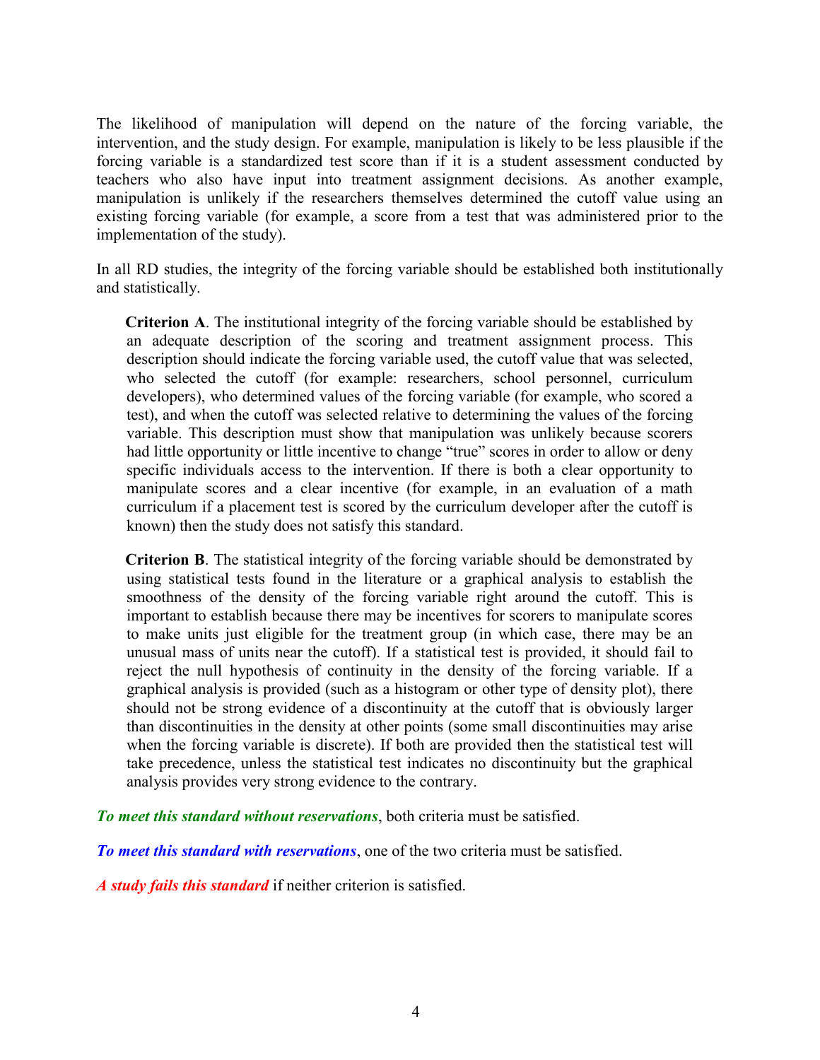The likelihood of manipulation will depend on the nature of the forcing variable, the intervention, and the study design. For example, manipulation is likely to be less plausible if the forcing variable is a standardized test score than if it is a student assessment conducted by teachers who also have input into treatment assignment decisions. As another example, manipulation is unlikely if the researchers themselves determined the cutoff value using an existing forcing variable (for example, a score from a test that was administered prior to the implementation of the study).

In all RD studies, the integrity of the forcing variable should be established both institutionally and statistically.

> **Criterion A**. The institutional integrity of the forcing variable should be established by an adequate description of the scoring and treatment assignment process. This description should indicate the forcing variable used, the cutoff value that was selected, who selected the cutoff (for example: researchers, school personnel, curriculum developers), who determined values of the forcing variable (for example, who scored a test), and when the cutoff was selected relative to determining the values of the forcing variable. This description must show that manipulation was unlikely because scorers had little opportunity or little incentive to change "true" scores in order to allow or deny specific individuals access to the intervention. If there is both a clear opportunity to manipulate scores and a clear incentive (for example, in an evaluation of a math curriculum if a placement test is scored by the curriculum developer after the cutoff is known) then the study does not satisfy this standard.

> **Criterion B**. The statistical integrity of the forcing variable should be demonstrated by using statistical tests found in the literature or a graphical analysis to establish the smoothness of the density of the forcing variable right around the cutoff. This is important to establish because there may be incentives for scorers to manipulate scores to make units just eligible for the treatment group (in which case, there may be an unusual mass of units near the cutoff). If a statistical test is provided, it should fail to reject the null hypothesis of continuity in the density of the forcing variable. If a graphical analysis is provided (such as a histogram or other type of density plot), there should not be strong evidence of a discontinuity at the cutoff that is obviously larger than discontinuities in the density at other points (some small discontinuities may arise when the forcing variable is discrete). If both are provided then the statistical test will take precedence, unless the statistical test indicates no discontinuity but the graphical analysis provides very strong evidence to the contrary.

***To meet this standard without reservations***, both criteria must be satisfied.

***To meet this standard with reservations***, one of the two criteria must be satisfied.

***A study fails this standard*** if neither criterion is satisfied.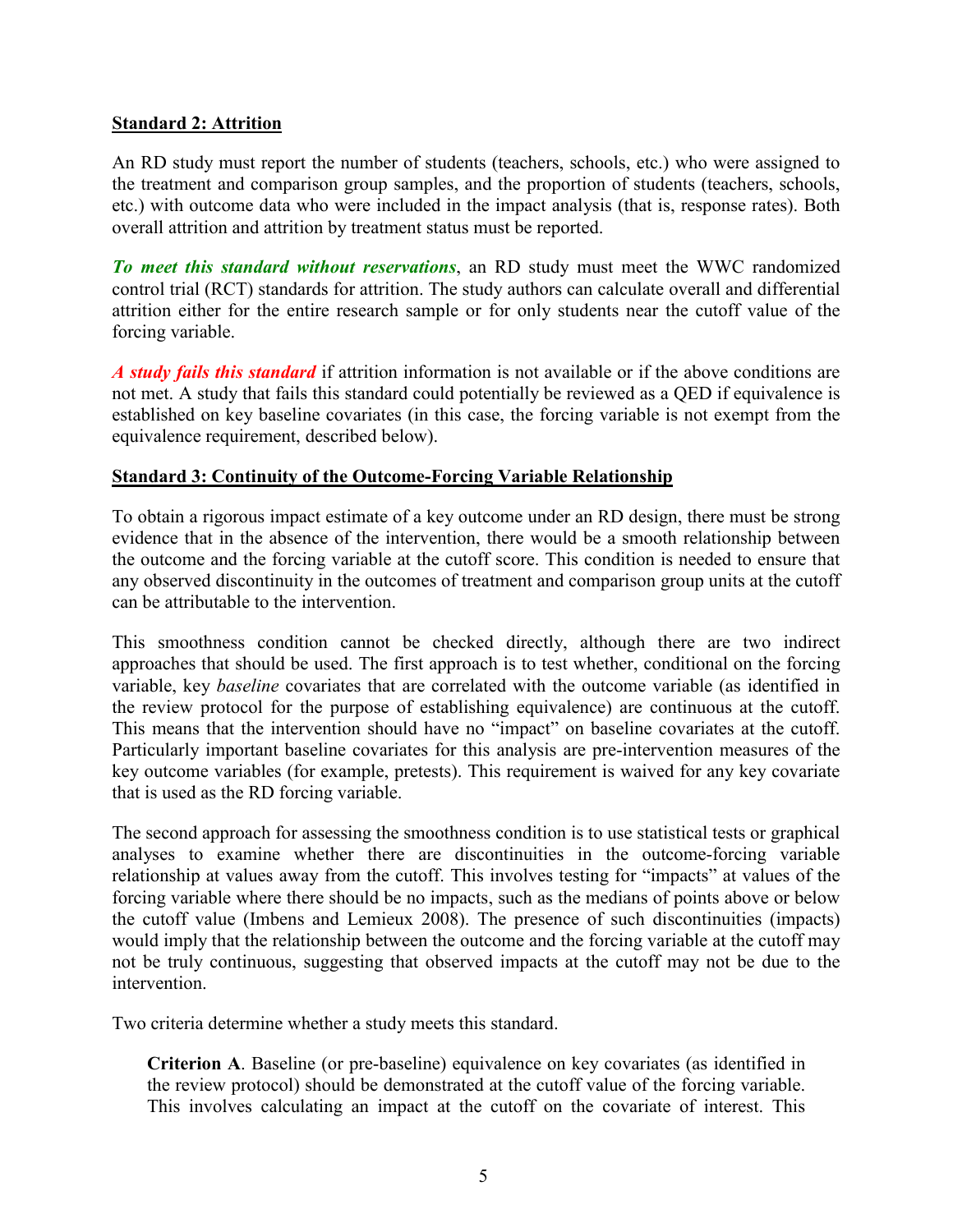**Standard 2: Attrition**

An RD study must report the number of students (teachers, schools, etc.) who were assigned to the treatment and comparison group samples, and the proportion of students (teachers, schools, etc.) with outcome data who were included in the impact analysis (that is, response rates). Both overall attrition and attrition by treatment status must be reported.

***To meet this standard without reservations***, an RD study must meet the WWC randomized control trial (RCT) standards for attrition. The study authors can calculate overall and differential attrition either for the entire research sample or for only students near the cutoff value of the forcing variable.

***A study fails this standard*** if attrition information is not available or if the above conditions are not met. A study that fails this standard could potentially be reviewed as a QED if equivalence is established on key baseline covariates (in this case, the forcing variable is not exempt from the equivalence requirement, described below).

**Standard 3: Continuity of the Outcome-Forcing Variable Relationship**

To obtain a rigorous impact estimate of a key outcome under an RD design, there must be strong evidence that in the absence of the intervention, there would be a smooth relationship between the outcome and the forcing variable at the cutoff score. This condition is needed to ensure that any observed discontinuity in the outcomes of treatment and comparison group units at the cutoff can be attributable to the intervention.

This smoothness condition cannot be checked directly, although there are two indirect approaches that should be used. The first approach is to test whether, conditional on the forcing variable, key *baseline* covariates that are correlated with the outcome variable (as identified in the review protocol for the purpose of establishing equivalence) are continuous at the cutoff. This means that the intervention should have no "impact" on baseline covariates at the cutoff. Particularly important baseline covariates for this analysis are pre-intervention measures of the key outcome variables (for example, pretests). This requirement is waived for any key covariate that is used as the RD forcing variable.

The second approach for assessing the smoothness condition is to use statistical tests or graphical analyses to examine whether there are discontinuities in the outcome-forcing variable relationship at values away from the cutoff. This involves testing for "impacts" at values of the forcing variable where there should be no impacts, such as the medians of points above or below the cutoff value (Imbens and Lemieux 2008). The presence of such discontinuities (impacts) would imply that the relationship between the outcome and the forcing variable at the cutoff may not be truly continuous, suggesting that observed impacts at the cutoff may not be due to the intervention.

Two criteria determine whether a study meets this standard.

> **Criterion A**. Baseline (or pre-baseline) equivalence on key covariates (as identified in the review protocol) should be demonstrated at the cutoff value of the forcing variable. This involves calculating an impact at the cutoff on the covariate of interest. This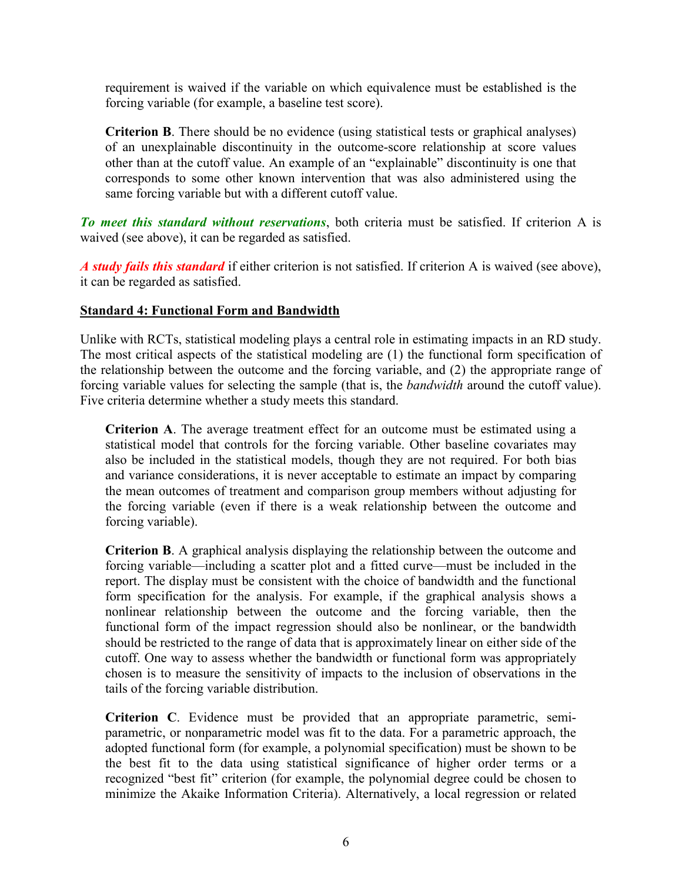requirement is waived if the variable on which equivalence must be established is the forcing variable (for example, a baseline test score).

**Criterion B**. There should be no evidence (using statistical tests or graphical analyses) of an unexplainable discontinuity in the outcome-score relationship at score values other than at the cutoff value. An example of an "explainable" discontinuity is one that corresponds to some other known intervention that was also administered using the same forcing variable but with a different cutoff value.

***To meet this standard without reservations***, both criteria must be satisfied. If criterion A is waived (see above), it can be regarded as satisfied.

***A study fails this standard*** if either criterion is not satisfied. If criterion A is waived (see above), it can be regarded as satisfied.

**Standard 4: Functional Form and Bandwidth**

Unlike with RCTs, statistical modeling plays a central role in estimating impacts in an RD study. The most critical aspects of the statistical modeling are (1) the functional form specification of the relationship between the outcome and the forcing variable, and (2) the appropriate range of forcing variable values for selecting the sample (that is, the *bandwidth* around the cutoff value). Five criteria determine whether a study meets this standard.

**Criterion A**. The average treatment effect for an outcome must be estimated using a statistical model that controls for the forcing variable. Other baseline covariates may also be included in the statistical models, though they are not required. For both bias and variance considerations, it is never acceptable to estimate an impact by comparing the mean outcomes of treatment and comparison group members without adjusting for the forcing variable (even if there is a weak relationship between the outcome and forcing variable).

**Criterion B**. A graphical analysis displaying the relationship between the outcome and forcing variable—including a scatter plot and a fitted curve—must be included in the report. The display must be consistent with the choice of bandwidth and the functional form specification for the analysis. For example, if the graphical analysis shows a nonlinear relationship between the outcome and the forcing variable, then the functional form of the impact regression should also be nonlinear, or the bandwidth should be restricted to the range of data that is approximately linear on either side of the cutoff. One way to assess whether the bandwidth or functional form was appropriately chosen is to measure the sensitivity of impacts to the inclusion of observations in the tails of the forcing variable distribution.

**Criterion C**. Evidence must be provided that an appropriate parametric, semi-parametric, or nonparametric model was fit to the data. For a parametric approach, the adopted functional form (for example, a polynomial specification) must be shown to be the best fit to the data using statistical significance of higher order terms or a recognized "best fit" criterion (for example, the polynomial degree could be chosen to minimize the Akaike Information Criteria). Alternatively, a local regression or related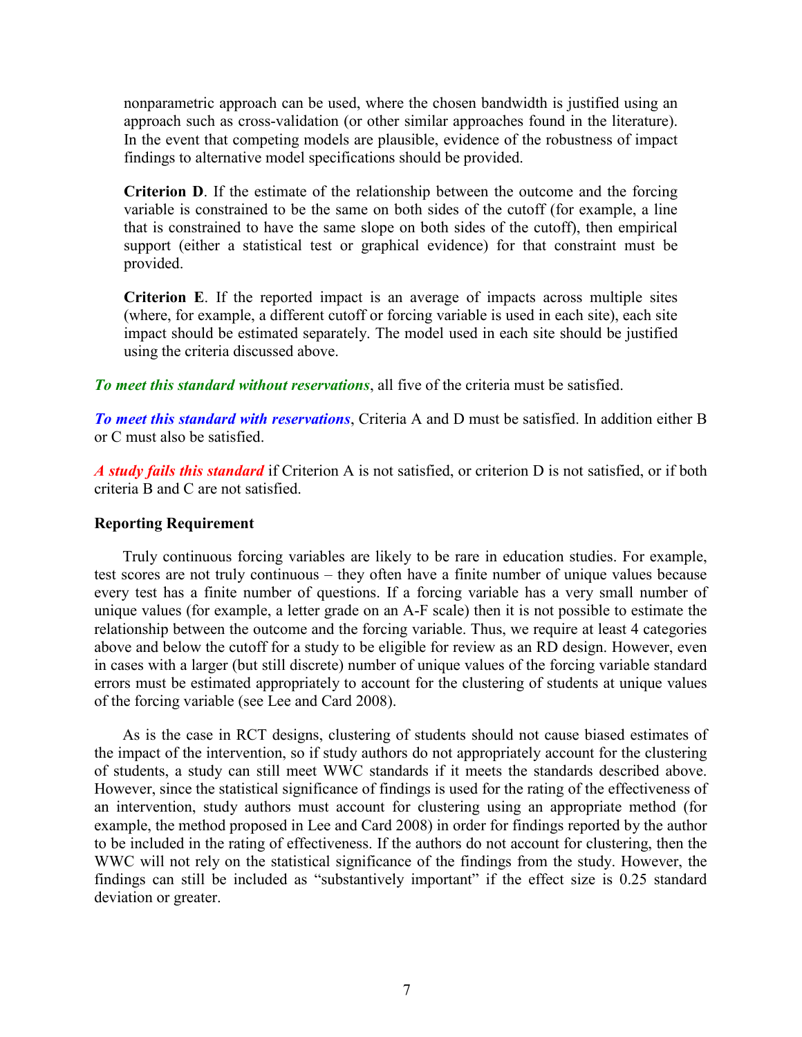nonparametric approach can be used, where the chosen bandwidth is justified using an approach such as cross-validation (or other similar approaches found in the literature). In the event that competing models are plausible, evidence of the robustness of impact findings to alternative model specifications should be provided.

> **Criterion D**. If the estimate of the relationship between the outcome and the forcing variable is constrained to be the same on both sides of the cutoff (for example, a line that is constrained to have the same slope on both sides of the cutoff), then empirical support (either a statistical test or graphical evidence) for that constraint must be provided.

> **Criterion E**. If the reported impact is an average of impacts across multiple sites (where, for example, a different cutoff or forcing variable is used in each site), each site impact should be estimated separately. The model used in each site should be justified using the criteria discussed above.

***To meet this standard without reservations***, all five of the criteria must be satisfied.

***To meet this standard with reservations***, Criteria A and D must be satisfied. In addition either B or C must also be satisfied.

***A study fails this standard*** if Criterion A is not satisfied, or criterion D is not satisfied, or if both criteria B and C are not satisfied.

**Reporting Requirement**

Truly continuous forcing variables are likely to be rare in education studies. For example, test scores are not truly continuous – they often have a finite number of unique values because every test has a finite number of questions. If a forcing variable has a very small number of unique values (for example, a letter grade on an A-F scale) then it is not possible to estimate the relationship between the outcome and the forcing variable. Thus, we require at least 4 categories above and below the cutoff for a study to be eligible for review as an RD design. However, even in cases with a larger (but still discrete) number of unique values of the forcing variable standard errors must be estimated appropriately to account for the clustering of students at unique values of the forcing variable (see Lee and Card 2008).

As is the case in RCT designs, clustering of students should not cause biased estimates of the impact of the intervention, so if study authors do not appropriately account for the clustering of students, a study can still meet WWC standards if it meets the standards described above. However, since the statistical significance of findings is used for the rating of the effectiveness of an intervention, study authors must account for clustering using an appropriate method (for example, the method proposed in Lee and Card 2008) in order for findings reported by the author to be included in the rating of effectiveness. If the authors do not account for clustering, then the WWC will not rely on the statistical significance of the findings from the study. However, the findings can still be included as "substantively important" if the effect size is 0.25 standard deviation or greater.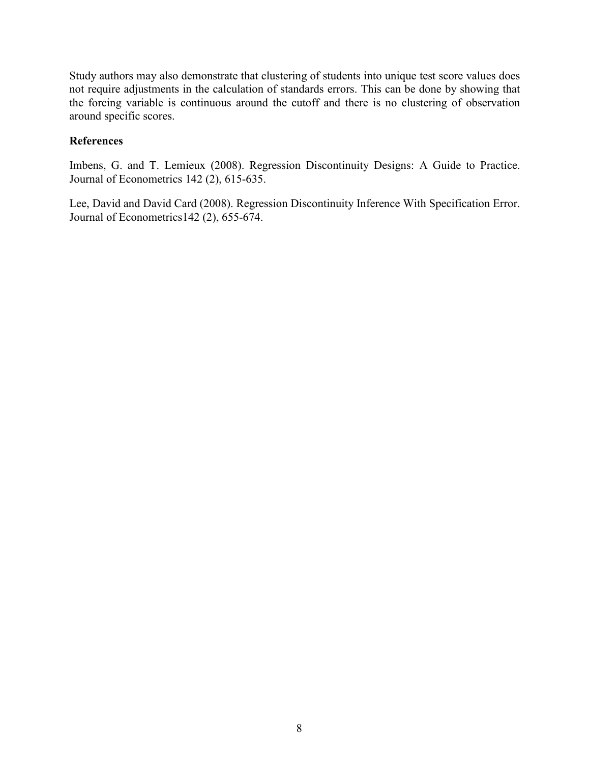Study authors may also demonstrate that clustering of students into unique test score values does not require adjustments in the calculation of standards errors. This can be done by showing that the forcing variable is continuous around the cutoff and there is no clustering of observation around specific scores.

**References**

Imbens, G. and T. Lemieux (2008). Regression Discontinuity Designs: A Guide to Practice. Journal of Econometrics 142 (2), 615-635.

Lee, David and David Card (2008). Regression Discontinuity Inference With Specification Error. Journal of Econometrics142 (2), 655-674.